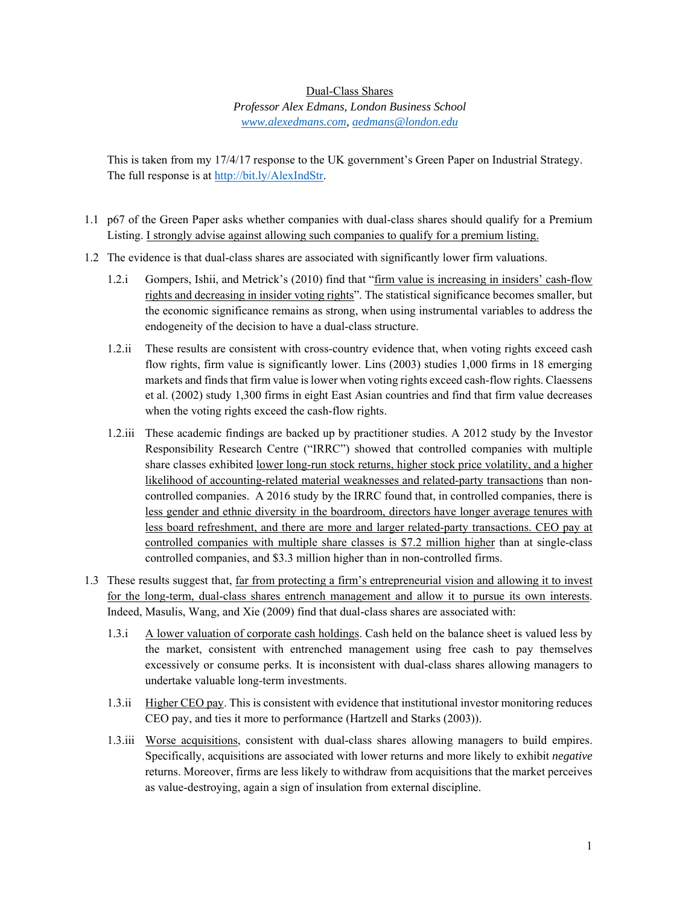Dual-Class Shares

*Professor Alex Edmans, London Business School*

*www.alexedmans.com, aedmans@london.edu*

This is taken from my 17/4/17 response to the UK government's Green Paper on Industrial Strategy. The full response is at http://bit.ly/AlexIndStr.

1.1 p67 of the Green Paper asks whether companies with dual-class shares should qualify for a Premium Listing. I strongly advise against allowing such companies to qualify for a premium listing.

1.2 The evidence is that dual-class shares are associated with significantly lower firm valuations.

  1.2.i Gompers, Ishii, and Metrick's (2010) find that "firm value is increasing in insiders' cash-flow rights and decreasing in insider voting rights". The statistical significance becomes smaller, but the economic significance remains as strong, when using instrumental variables to address the endogeneity of the decision to have a dual-class structure.

  1.2.ii These results are consistent with cross-country evidence that, when voting rights exceed cash flow rights, firm value is significantly lower. Lins (2003) studies 1,000 firms in 18 emerging markets and finds that firm value is lower when voting rights exceed cash-flow rights. Claessens et al. (2002) study 1,300 firms in eight East Asian countries and find that firm value decreases when the voting rights exceed the cash-flow rights.

  1.2.iii These academic findings are backed up by practitioner studies. A 2012 study by the Investor Responsibility Research Centre ("IRRC") showed that controlled companies with multiple share classes exhibited lower long-run stock returns, higher stock price volatility, and a higher likelihood of accounting-related material weaknesses and related-party transactions than non-controlled companies. A 2016 study by the IRRC found that, in controlled companies, there is less gender and ethnic diversity in the boardroom, directors have longer average tenures with less board refreshment, and there are more and larger related-party transactions. CEO pay at controlled companies with multiple share classes is $7.2 million higher than at single-class controlled companies, and $3.3 million higher than in non-controlled firms.

1.3 These results suggest that, far from protecting a firm's entrepreneurial vision and allowing it to invest for the long-term, dual-class shares entrench management and allow it to pursue its own interests. Indeed, Masulis, Wang, and Xie (2009) find that dual-class shares are associated with:

  1.3.i A lower valuation of corporate cash holdings. Cash held on the balance sheet is valued less by the market, consistent with entrenched management using free cash to pay themselves excessively or consume perks. It is inconsistent with dual-class shares allowing managers to undertake valuable long-term investments.

  1.3.ii Higher CEO pay. This is consistent with evidence that institutional investor monitoring reduces CEO pay, and ties it more to performance (Hartzell and Starks (2003)).

  1.3.iii Worse acquisitions, consistent with dual-class shares allowing managers to build empires. Specifically, acquisitions are associated with lower returns and more likely to exhibit *negative* returns. Moreover, firms are less likely to withdraw from acquisitions that the market perceives as value-destroying, again a sign of insulation from external discipline.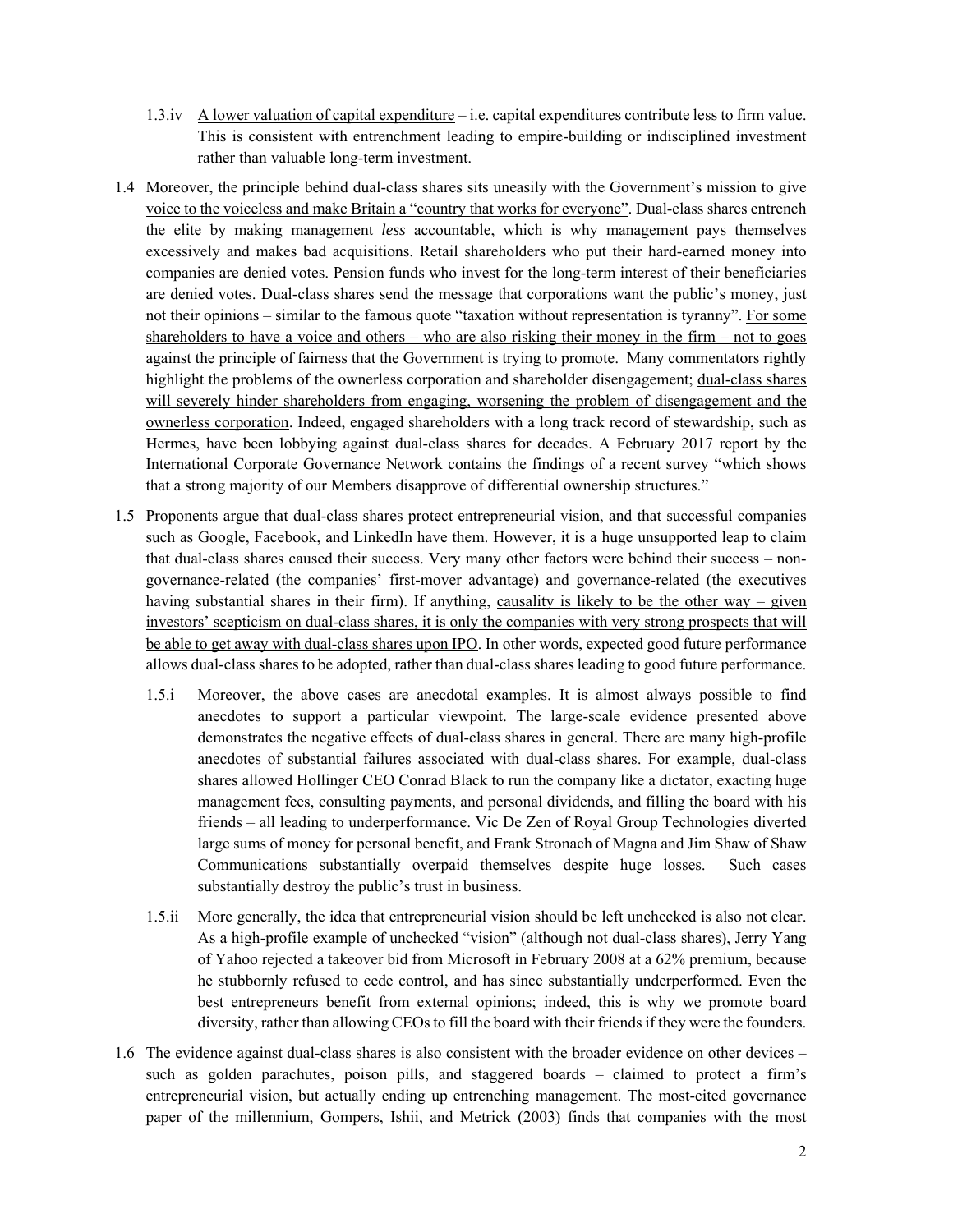1.3.iv <u>A lower valuation of capital expenditure</u> – i.e. capital expenditures contribute less to firm value. This is consistent with entrenchment leading to empire-building or indisciplined investment rather than valuable long-term investment.

1.4 Moreover, <u>the principle behind dual-class shares sits uneasily with the Government's mission to give voice to the voiceless and make Britain a "country that works for everyone"</u>. Dual-class shares entrench the elite by making management *less* accountable, which is why management pays themselves excessively and makes bad acquisitions. Retail shareholders who put their hard-earned money into companies are denied votes. Pension funds who invest for the long-term interest of their beneficiaries are denied votes. Dual-class shares send the message that corporations want the public's money, just not their opinions – similar to the famous quote "taxation without representation is tyranny". <u>For some shareholders to have a voice and others – who are also risking their money in the firm – not to goes against the principle of fairness that the Government is trying to promote.</u> Many commentators rightly highlight the problems of the ownerless corporation and shareholder disengagement; <u>dual-class shares will severely hinder shareholders from engaging, worsening the problem of disengagement and the ownerless corporation</u>. Indeed, engaged shareholders with a long track record of stewardship, such as Hermes, have been lobbying against dual-class shares for decades. A February 2017 report by the International Corporate Governance Network contains the findings of a recent survey "which shows that a strong majority of our Members disapprove of differential ownership structures."

1.5 Proponents argue that dual-class shares protect entrepreneurial vision, and that successful companies such as Google, Facebook, and LinkedIn have them. However, it is a huge unsupported leap to claim that dual-class shares caused their success. Very many other factors were behind their success – non-governance-related (the companies' first-mover advantage) and governance-related (the executives having substantial shares in their firm). If anything, <u>causality is likely to be the other way – given investors' scepticism on dual-class shares, it is only the companies with very strong prospects that will be able to get away with dual-class shares upon IPO</u>. In other words, expected good future performance allows dual-class shares to be adopted, rather than dual-class shares leading to good future performance.

1.5.i Moreover, the above cases are anecdotal examples. It is almost always possible to find anecdotes to support a particular viewpoint. The large-scale evidence presented above demonstrates the negative effects of dual-class shares in general. There are many high-profile anecdotes of substantial failures associated with dual-class shares. For example, dual-class shares allowed Hollinger CEO Conrad Black to run the company like a dictator, exacting huge management fees, consulting payments, and personal dividends, and filling the board with his friends – all leading to underperformance. Vic De Zen of Royal Group Technologies diverted large sums of money for personal benefit, and Frank Stronach of Magna and Jim Shaw of Shaw Communications substantially overpaid themselves despite huge losses. Such cases substantially destroy the public's trust in business.

1.5.ii More generally, the idea that entrepreneurial vision should be left unchecked is also not clear. As a high-profile example of unchecked "vision" (although not dual-class shares), Jerry Yang of Yahoo rejected a takeover bid from Microsoft in February 2008 at a 62% premium, because he stubbornly refused to cede control, and has since substantially underperformed. Even the best entrepreneurs benefit from external opinions; indeed, this is why we promote board diversity, rather than allowing CEOs to fill the board with their friends if they were the founders.

1.6 The evidence against dual-class shares is also consistent with the broader evidence on other devices – such as golden parachutes, poison pills, and staggered boards – claimed to protect a firm's entrepreneurial vision, but actually ending up entrenching management. The most-cited governance paper of the millennium, Gompers, Ishii, and Metrick (2003) finds that companies with the most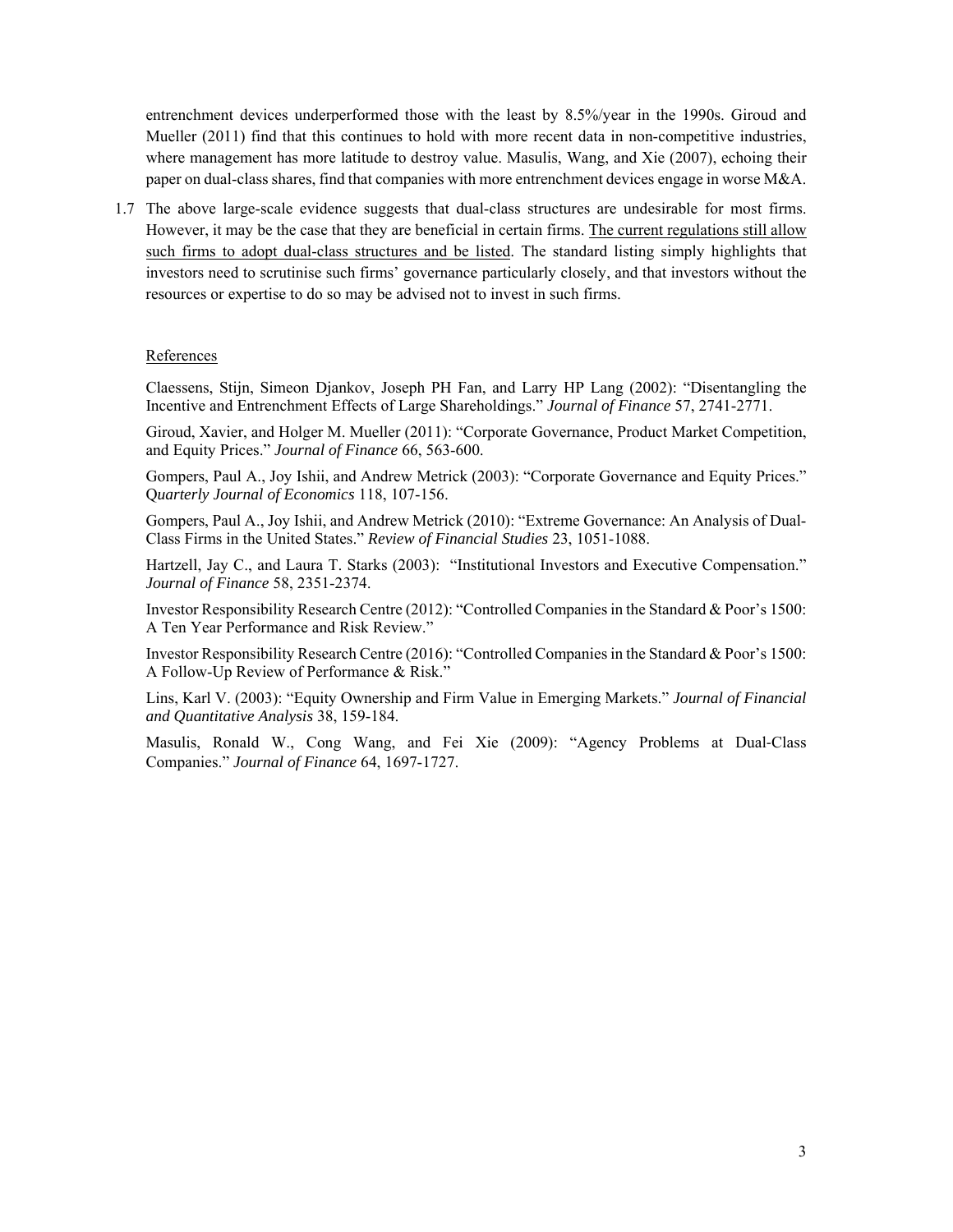entrenchment devices underperformed those with the least by 8.5%/year in the 1990s. Giroud and Mueller (2011) find that this continues to hold with more recent data in non-competitive industries, where management has more latitude to destroy value. Masulis, Wang, and Xie (2007), echoing their paper on dual-class shares, find that companies with more entrenchment devices engage in worse M&A.

1.7 The above large-scale evidence suggests that dual-class structures are undesirable for most firms. However, it may be the case that they are beneficial in certain firms. <u>The current regulations still allow such firms to adopt dual-class structures and be listed</u>. The standard listing simply highlights that investors need to scrutinise such firms' governance particularly closely, and that investors without the resources or expertise to do so may be advised not to invest in such firms.

<u>References</u>

Claessens, Stijn, Simeon Djankov, Joseph PH Fan, and Larry HP Lang (2002): "Disentangling the Incentive and Entrenchment Effects of Large Shareholdings." *Journal of Finance* 57, 2741-2771.

Giroud, Xavier, and Holger M. Mueller (2011): "Corporate Governance, Product Market Competition, and Equity Prices." *Journal of Finance* 66, 563-600.

Gompers, Paul A., Joy Ishii, and Andrew Metrick (2003): "Corporate Governance and Equity Prices." *Quarterly Journal of Economics* 118, 107-156.

Gompers, Paul A., Joy Ishii, and Andrew Metrick (2010): "Extreme Governance: An Analysis of Dual-Class Firms in the United States." *Review of Financial Studies* 23, 1051-1088.

Hartzell, Jay C., and Laura T. Starks (2003): "Institutional Investors and Executive Compensation." *Journal of Finance* 58, 2351-2374.

Investor Responsibility Research Centre (2012): "Controlled Companies in the Standard & Poor's 1500: A Ten Year Performance and Risk Review."

Investor Responsibility Research Centre (2016): "Controlled Companies in the Standard & Poor's 1500: A Follow-Up Review of Performance & Risk."

Lins, Karl V. (2003): "Equity Ownership and Firm Value in Emerging Markets." *Journal of Financial and Quantitative Analysis* 38, 159-184.

Masulis, Ronald W., Cong Wang, and Fei Xie (2009): "Agency Problems at Dual-Class Companies." *Journal of Finance* 64, 1697-1727.